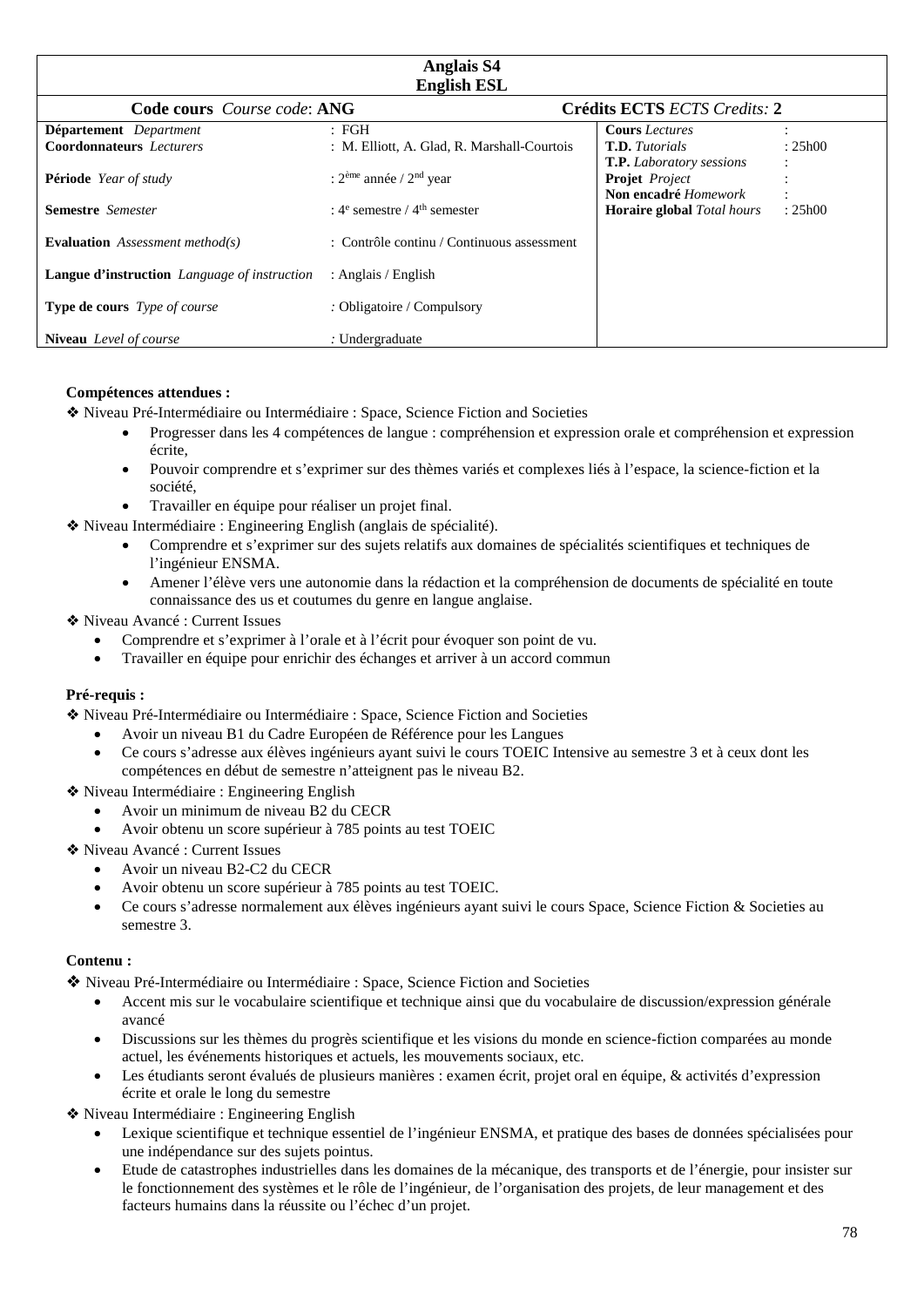| **Anglais S4** **English ESL** | | | |
|---|---|---|---|
| **Code cours** *Course code*: **ANG** | | **Crédits ECTS** *ECTS Credits:* **2** | |
| **Département** *Department* | : FGH | **Cours** *Lectures* | : |
| **Coordonnateurs** *Lecturers* | : M. Elliott, A. Glad, R. Marshall-Courtois | **T.D.** *Tutorials* | : 25h00 |
| | | **T.P.** *Laboratory sessions* | : |
| **Période** *Year of study* | : 2ème année / 2nd year | **Projet** *Project* | : |
| | | **Non encadré** *Homework* | : |
| **Semestre** *Semester* | : 4e semestre / 4th semester | **Horaire global** *Total hours* | : 25h00 |
| **Evaluation** *Assessment method(s)* | : Contrôle continu / Continuous assessment | | |
| **Langue d'instruction** *Language of instruction* | : Anglais / English | | |
| **Type de cours** *Type of course* | : Obligatoire / Compulsory | | |
| **Niveau** *Level of course* | : Undergraduate | | |

**Compétences attendues :**

❖ Niveau Pré-Intermédiaire ou Intermédiaire : Space, Science Fiction and Societies

- Progresser dans les 4 compétences de langue : compréhension et expression orale et compréhension et expression écrite,
- Pouvoir comprendre et s'exprimer sur des thèmes variés et complexes liés à l'espace, la science-fiction et la société,
- Travailler en équipe pour réaliser un projet final.

❖ Niveau Intermédiaire : Engineering English (anglais de spécialité).

- Comprendre et s'exprimer sur des sujets relatifs aux domaines de spécialités scientifiques et techniques de l'ingénieur ENSMA.
- Amener l'élève vers une autonomie dans la rédaction et la compréhension de documents de spécialité en toute connaissance des us et coutumes du genre en langue anglaise.

❖ Niveau Avancé : Current Issues

- Comprendre et s'exprimer à l'orale et à l'écrit pour évoquer son point de vu.
- Travailler en équipe pour enrichir des échanges et arriver à un accord commun

**Pré-requis :**

❖ Niveau Pré-Intermédiaire ou Intermédiaire : Space, Science Fiction and Societies

- Avoir un niveau B1 du Cadre Européen de Référence pour les Langues
- Ce cours s'adresse aux élèves ingénieurs ayant suivi le cours TOEIC Intensive au semestre 3 et à ceux dont les compétences en début de semestre n'atteignent pas le niveau B2.

❖ Niveau Intermédiaire : Engineering English

- Avoir un minimum de niveau B2 du CECR
- Avoir obtenu un score supérieur à 785 points au test TOEIC

❖ Niveau Avancé : Current Issues

- Avoir un niveau B2-C2 du CECR
- Avoir obtenu un score supérieur à 785 points au test TOEIC.
- Ce cours s'adresse normalement aux élèves ingénieurs ayant suivi le cours Space, Science Fiction & Societies au semestre 3.

**Contenu :**

❖ Niveau Pré-Intermédiaire ou Intermédiaire : Space, Science Fiction and Societies

- Accent mis sur le vocabulaire scientifique et technique ainsi que du vocabulaire de discussion/expression générale avancé
- Discussions sur les thèmes du progrès scientifique et les visions du monde en science-fiction comparées au monde actuel, les événements historiques et actuels, les mouvements sociaux, etc.
- Les étudiants seront évalués de plusieurs manières : examen écrit, projet oral en équipe, & activités d'expression écrite et orale le long du semestre

❖ Niveau Intermédiaire : Engineering English

- Lexique scientifique et technique essentiel de l'ingénieur ENSMA, et pratique des bases de données spécialisées pour une indépendance sur des sujets pointus.
- Etude de catastrophes industrielles dans les domaines de la mécanique, des transports et de l'énergie, pour insister sur le fonctionnement des systèmes et le rôle de l'ingénieur, de l'organisation des projets, de leur management et des facteurs humains dans la réussite ou l'échec d'un projet.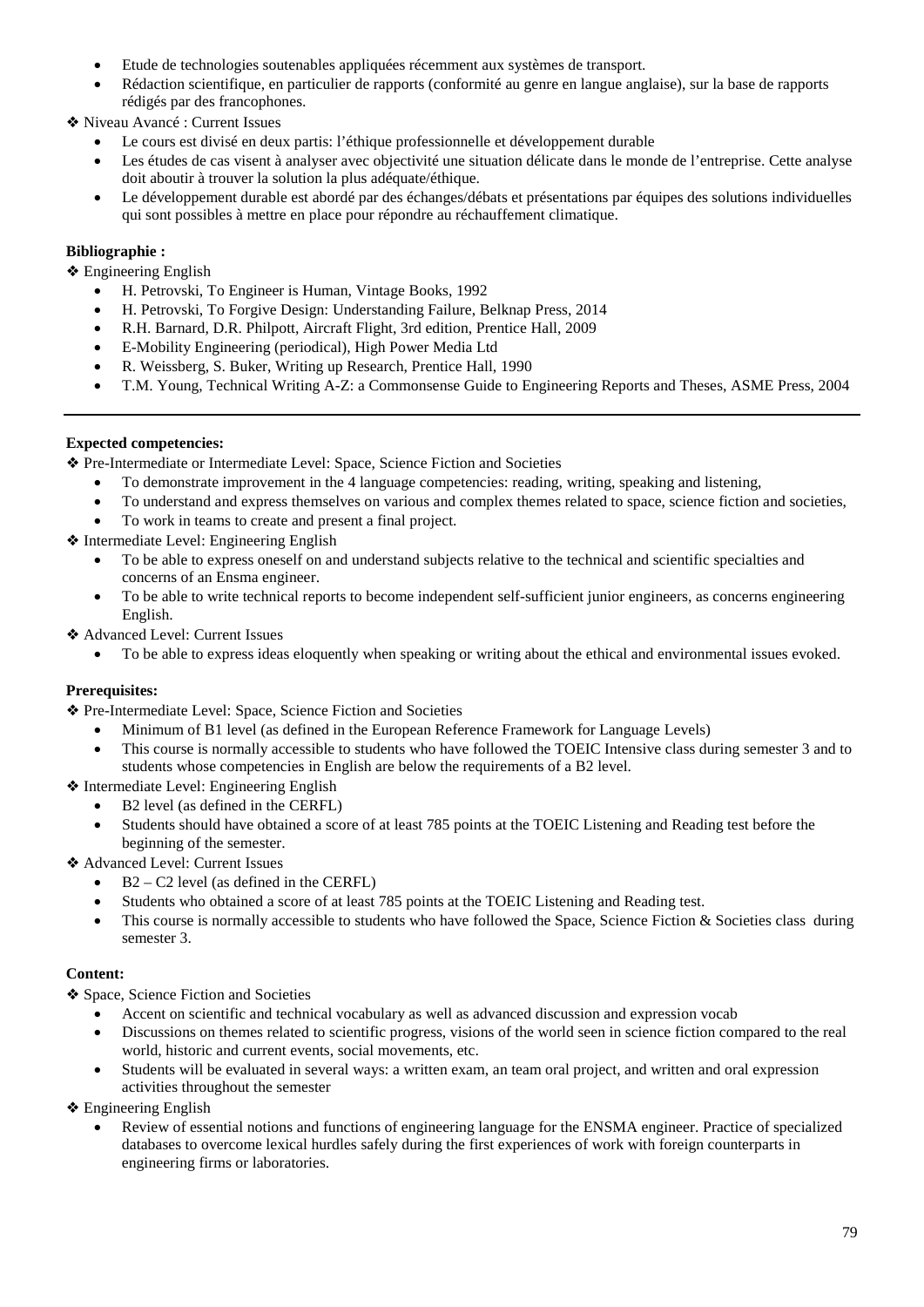- Etude de technologies soutenables appliquées récemment aux systèmes de transport.
- Rédaction scientifique, en particulier de rapports (conformité au genre en langue anglaise), sur la base de rapports rédigés par des francophones.

❖ Niveau Avancé : Current Issues

- Le cours est divisé en deux partis: l'éthique professionnelle et développement durable
- Les études de cas visent à analyser avec objectivité une situation délicate dans le monde de l'entreprise. Cette analyse doit aboutir à trouver la solution la plus adéquate/éthique.
- Le développement durable est abordé par des échanges/débats et présentations par équipes des solutions individuelles qui sont possibles à mettre en place pour répondre au réchauffement climatique.

**Bibliographie :**

❖ Engineering English

- H. Petrovski, To Engineer is Human, Vintage Books, 1992
- H. Petrovski, To Forgive Design: Understanding Failure, Belknap Press, 2014
- R.H. Barnard, D.R. Philpott, Aircraft Flight, 3rd edition, Prentice Hall, 2009
- E-Mobility Engineering (periodical), High Power Media Ltd
- R. Weissberg, S. Buker, Writing up Research, Prentice Hall, 1990
- T.M. Young, Technical Writing A-Z: a Commonsense Guide to Engineering Reports and Theses, ASME Press, 2004

---

**Expected competencies:**

❖ Pre-Intermediate or Intermediate Level: Space, Science Fiction and Societies

- To demonstrate improvement in the 4 language competencies: reading, writing, speaking and listening,
- To understand and express themselves on various and complex themes related to space, science fiction and societies,
- To work in teams to create and present a final project.

❖ Intermediate Level: Engineering English

- To be able to express oneself on and understand subjects relative to the technical and scientific specialties and concerns of an Ensma engineer.
- To be able to write technical reports to become independent self-sufficient junior engineers, as concerns engineering English.

❖ Advanced Level: Current Issues

- To be able to express ideas eloquently when speaking or writing about the ethical and environmental issues evoked.

**Prerequisites:**

❖ Pre-Intermediate Level: Space, Science Fiction and Societies

- Minimum of B1 level (as defined in the European Reference Framework for Language Levels)
- This course is normally accessible to students who have followed the TOEIC Intensive class during semester 3 and to students whose competencies in English are below the requirements of a B2 level.

❖ Intermediate Level: Engineering English

- B2 level (as defined in the CERFL)
- Students should have obtained a score of at least 785 points at the TOEIC Listening and Reading test before the beginning of the semester.

❖ Advanced Level: Current Issues

- B2 – C2 level (as defined in the CERFL)
- Students who obtained a score of at least 785 points at the TOEIC Listening and Reading test.
- This course is normally accessible to students who have followed the Space, Science Fiction & Societies class during semester 3.

**Content:**

❖ Space, Science Fiction and Societies

- Accent on scientific and technical vocabulary as well as advanced discussion and expression vocab
- Discussions on themes related to scientific progress, visions of the world seen in science fiction compared to the real world, historic and current events, social movements, etc.
- Students will be evaluated in several ways: a written exam, an team oral project, and written and oral expression activities throughout the semester

❖ Engineering English

- Review of essential notions and functions of engineering language for the ENSMA engineer. Practice of specialized databases to overcome lexical hurdles safely during the first experiences of work with foreign counterparts in engineering firms or laboratories.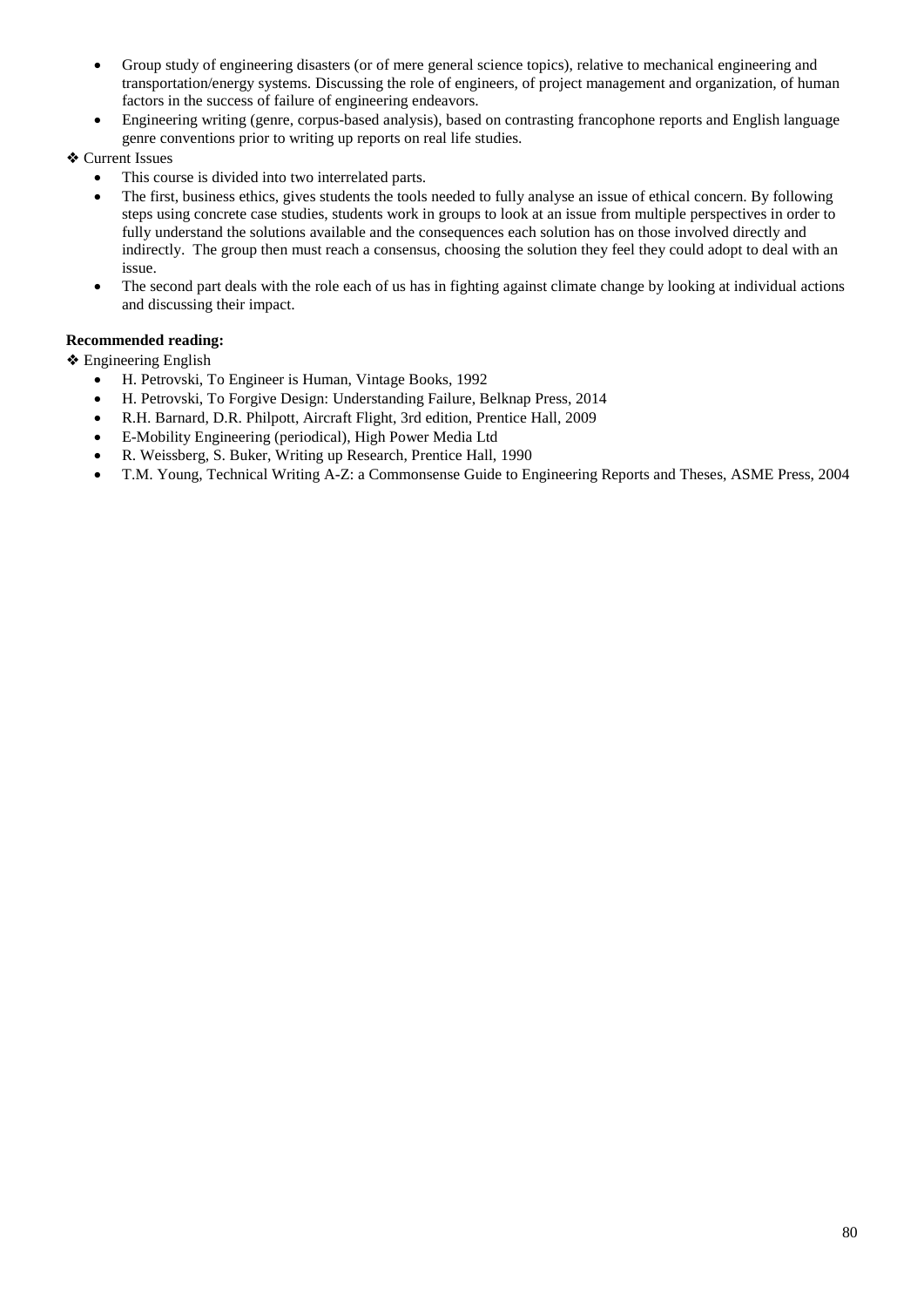- Group study of engineering disasters (or of mere general science topics), relative to mechanical engineering and transportation/energy systems. Discussing the role of engineers, of project management and organization, of human factors in the success of failure of engineering endeavors.
- Engineering writing (genre, corpus-based analysis), based on contrasting francophone reports and English language genre conventions prior to writing up reports on real life studies.

❖ Current Issues

- This course is divided into two interrelated parts.
- The first, business ethics, gives students the tools needed to fully analyse an issue of ethical concern. By following steps using concrete case studies, students work in groups to look at an issue from multiple perspectives in order to fully understand the solutions available and the consequences each solution has on those involved directly and indirectly. The group then must reach a consensus, choosing the solution they feel they could adopt to deal with an issue.
- The second part deals with the role each of us has in fighting against climate change by looking at individual actions and discussing their impact.

**Recommended reading:**

❖ Engineering English

- H. Petrovski, To Engineer is Human, Vintage Books, 1992
- H. Petrovski, To Forgive Design: Understanding Failure, Belknap Press, 2014
- R.H. Barnard, D.R. Philpott, Aircraft Flight, 3rd edition, Prentice Hall, 2009
- E-Mobility Engineering (periodical), High Power Media Ltd
- R. Weissberg, S. Buker, Writing up Research, Prentice Hall, 1990
- T.M. Young, Technical Writing A-Z: a Commonsense Guide to Engineering Reports and Theses, ASME Press, 2004